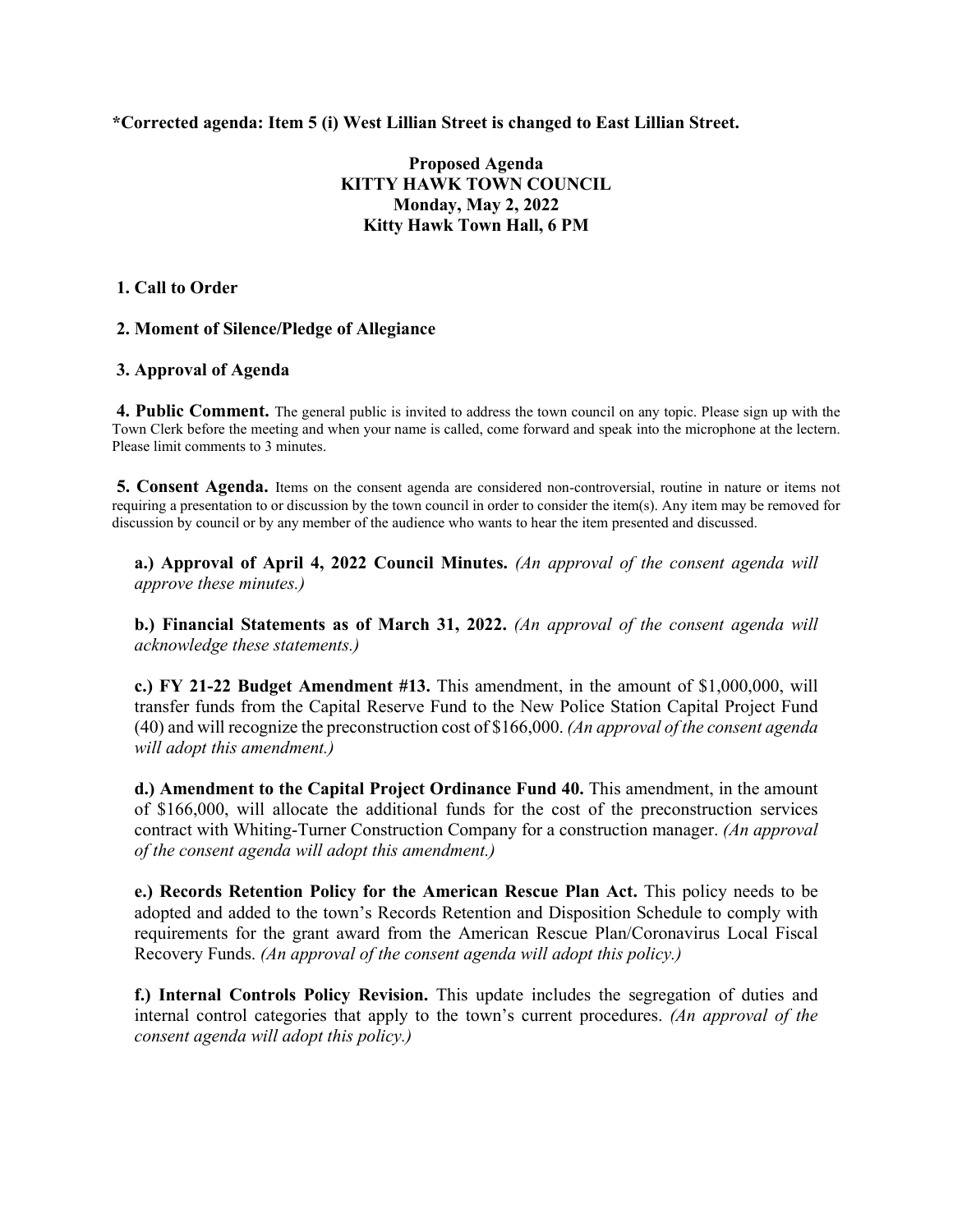**\*Corrected agenda: Item 5 (i) West Lillian Street is changed to East Lillian Street.**

# Proposed Agenda
## KITTY HAWK TOWN COUNCIL
### Monday, May 2, 2022
### Kitty Hawk Town Hall, 6 PM

**1. Call to Order**

**2. Moment of Silence/Pledge of Allegiance**

**3. Approval of Agenda**

**4. Public Comment.** The general public is invited to address the town council on any topic. Please sign up with the Town Clerk before the meeting and when your name is called, come forward and speak into the microphone at the lectern. Please limit comments to 3 minutes.

**5. Consent Agenda.** Items on the consent agenda are considered non-controversial, routine in nature or items not requiring a presentation to or discussion by the town council in order to consider the item(s). Any item may be removed for discussion by council or by any member of the audience who wants to hear the item presented and discussed.

**a.) Approval of April 4, 2022 Council Minutes.** *(An approval of the consent agenda will approve these minutes.)*

**b.) Financial Statements as of March 31, 2022.** *(An approval of the consent agenda will acknowledge these statements.)*

**c.) FY 21-22 Budget Amendment #13.** This amendment, in the amount of $1,000,000, will transfer funds from the Capital Reserve Fund to the New Police Station Capital Project Fund (40) and will recognize the preconstruction cost of $166,000. *(An approval of the consent agenda will adopt this amendment.)*

**d.) Amendment to the Capital Project Ordinance Fund 40.** This amendment, in the amount of $166,000, will allocate the additional funds for the cost of the preconstruction services contract with Whiting-Turner Construction Company for a construction manager. *(An approval of the consent agenda will adopt this amendment.)*

**e.) Records Retention Policy for the American Rescue Plan Act.** This policy needs to be adopted and added to the town's Records Retention and Disposition Schedule to comply with requirements for the grant award from the American Rescue Plan/Coronavirus Local Fiscal Recovery Funds. *(An approval of the consent agenda will adopt this policy.)*

**f.) Internal Controls Policy Revision.** This update includes the segregation of duties and internal control categories that apply to the town's current procedures. *(An approval of the consent agenda will adopt this policy.)*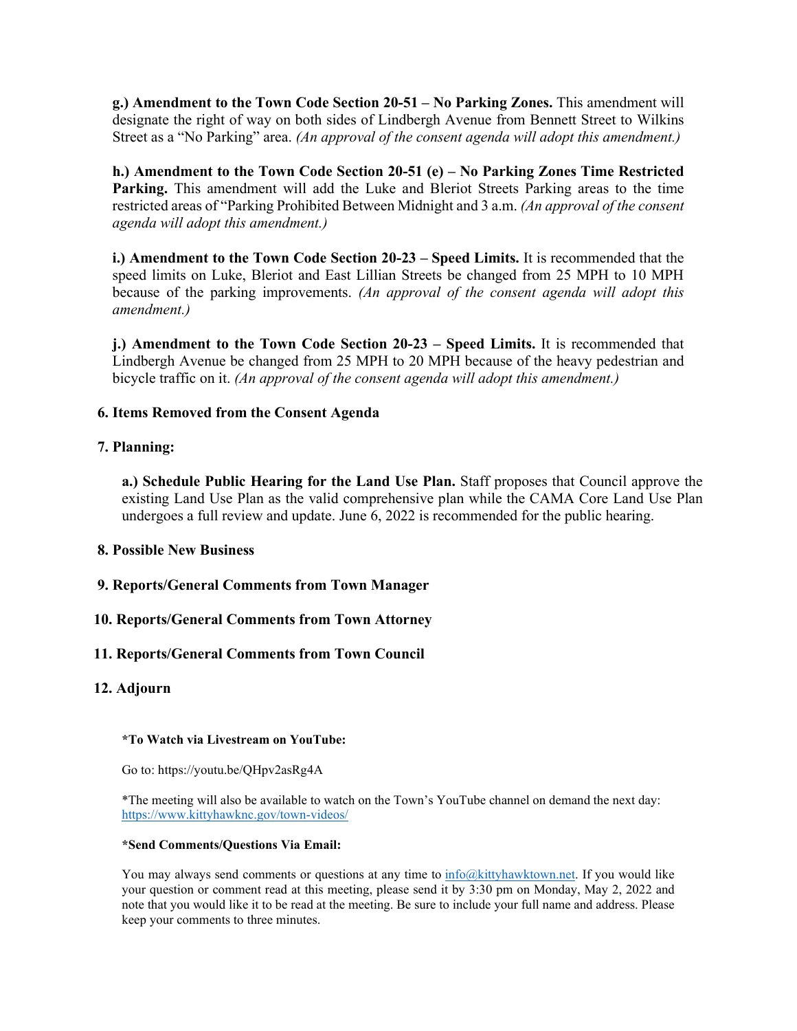**g.) Amendment to the Town Code Section 20-51 – No Parking Zones.** This amendment will designate the right of way on both sides of Lindbergh Avenue from Bennett Street to Wilkins Street as a "No Parking" area. *(An approval of the consent agenda will adopt this amendment.)*

**h.) Amendment to the Town Code Section 20-51 (e) – No Parking Zones Time Restricted Parking.** This amendment will add the Luke and Bleriot Streets Parking areas to the time restricted areas of "Parking Prohibited Between Midnight and 3 a.m. *(An approval of the consent agenda will adopt this amendment.)*

**i.) Amendment to the Town Code Section 20-23 – Speed Limits.** It is recommended that the speed limits on Luke, Bleriot and East Lillian Streets be changed from 25 MPH to 10 MPH because of the parking improvements. *(An approval of the consent agenda will adopt this amendment.)*

**j.) Amendment to the Town Code Section 20-23 – Speed Limits.** It is recommended that Lindbergh Avenue be changed from 25 MPH to 20 MPH because of the heavy pedestrian and bicycle traffic on it. *(An approval of the consent agenda will adopt this amendment.)*

**6. Items Removed from the Consent Agenda**

**7. Planning:**

**a.) Schedule Public Hearing for the Land Use Plan.** Staff proposes that Council approve the existing Land Use Plan as the valid comprehensive plan while the CAMA Core Land Use Plan undergoes a full review and update. June 6, 2022 is recommended for the public hearing.

**8. Possible New Business**

**9. Reports/General Comments from Town Manager**

**10. Reports/General Comments from Town Attorney**

**11. Reports/General Comments from Town Council**

**12. Adjourn**

**\*To Watch via Livestream on YouTube:**

Go to: https://youtu.be/QHpv2asRg4A

*The meeting will also be available to watch on the Town's YouTube channel on demand the next day: https://www.kittyhawknc.gov/town-videos/

**\*Send Comments/Questions Via Email:**

You may always send comments or questions at any time to info@kittyhawktown.net. If you would like your question or comment read at this meeting, please send it by 3:30 pm on Monday, May 2, 2022 and note that you would like it to be read at the meeting. Be sure to include your full name and address. Please keep your comments to three minutes.